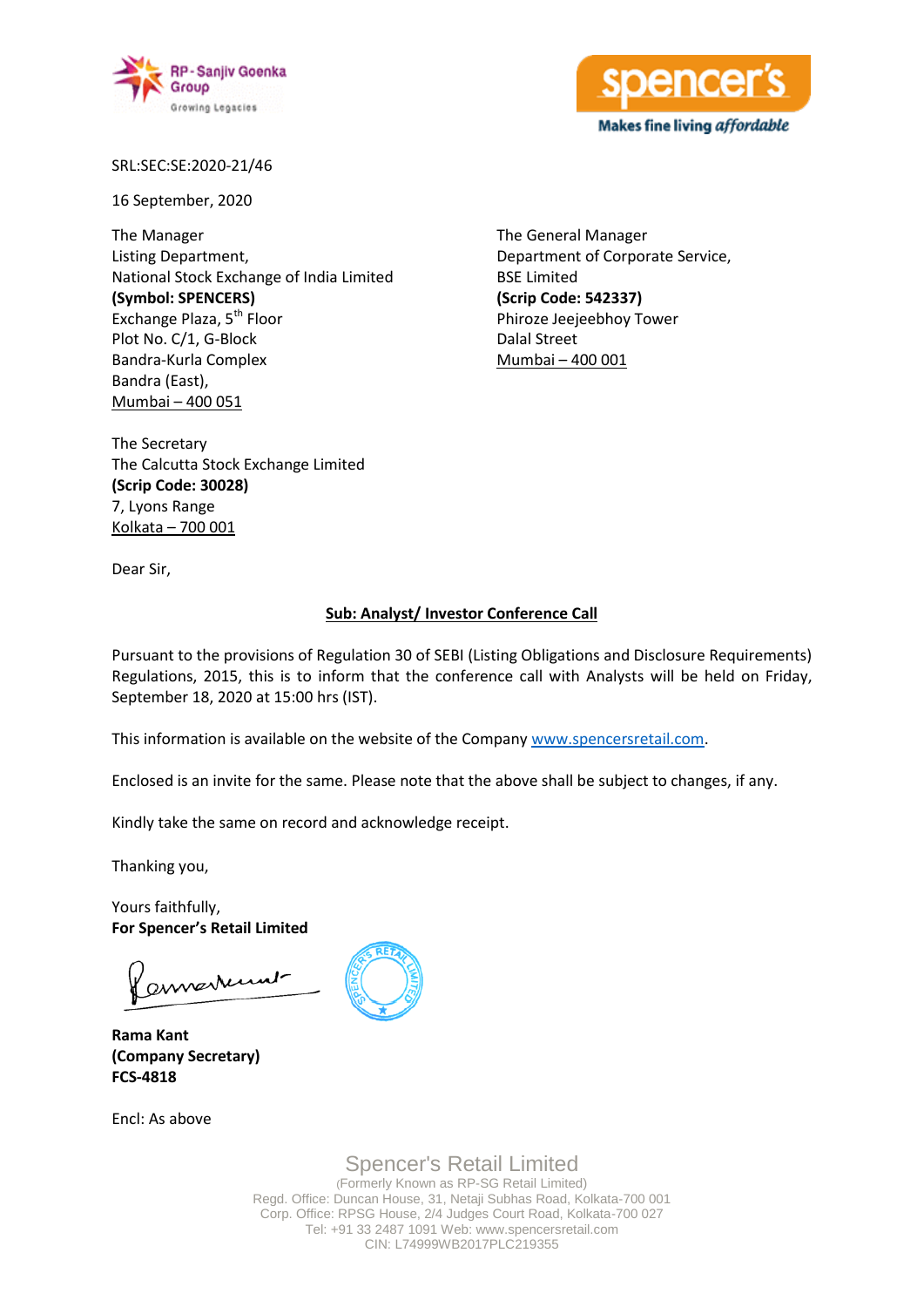SRL:SEC:SE:2020-21/46

16 September, 2020

The Manager
Listing Department,
National Stock Exchange of India Limited
**(Symbol: SPENCERS)**
Exchange Plaza, 5th Floor
Plot No. C/1, G-Block
Bandra-Kurla Complex
Bandra (East),
Mumbai – 400 051

The General Manager
Department of Corporate Service,
BSE Limited
**(Scrip Code: 542337)**
Phiroze Jeejeebhoy Tower
Dalal Street
Mumbai – 400 001

The Secretary
The Calcutta Stock Exchange Limited
**(Scrip Code: 30028)**
7, Lyons Range
Kolkata – 700 001

Dear Sir,

**Sub: Analyst/ Investor Conference Call**

Pursuant to the provisions of Regulation 30 of SEBI (Listing Obligations and Disclosure Requirements) Regulations, 2015, this is to inform that the conference call with Analysts will be held on Friday, September 18, 2020 at 15:00 hrs (IST).

This information is available on the website of the Company www.spencersretail.com.

Enclosed is an invite for the same. Please note that the above shall be subject to changes, if any.

Kindly take the same on record and acknowledge receipt.

Thanking you,

Yours faithfully,
**For Spencer's Retail Limited**

**Rama Kant**
**(Company Secretary)**
**FCS-4818**

Encl: As above

Spencer's Retail Limited
(Formerly Known as RP-SG Retail Limited)
Regd. Office: Duncan House, 31, Netaji Subhas Road, Kolkata-700 001
Corp. Office: RPSG House, 2/4 Judges Court Road, Kolkata-700 027
Tel: +91 33 2487 1091 Web: www.spencersretail.com
CIN: L74999WB2017PLC219355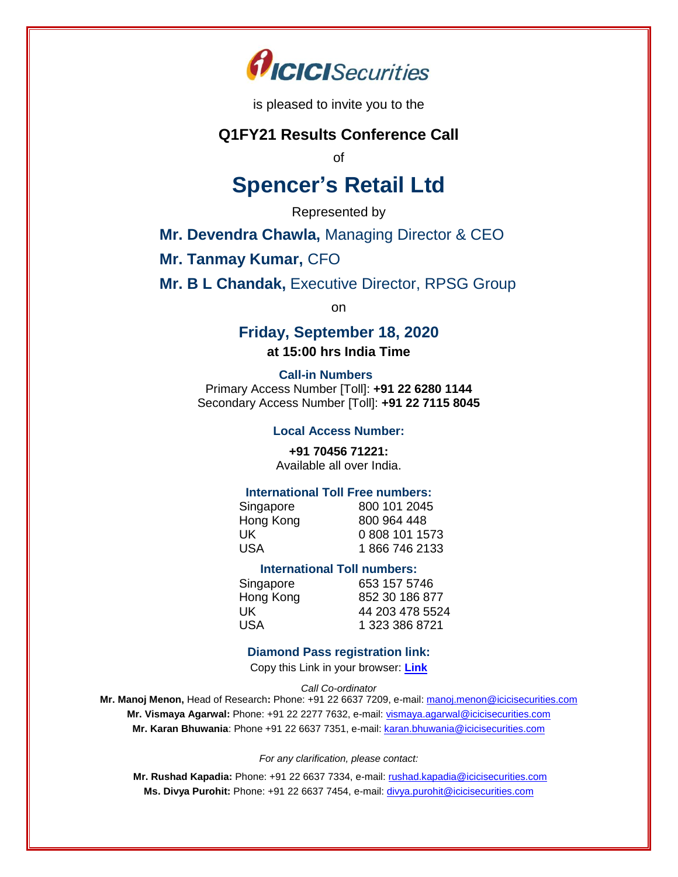ICICI Securities

is pleased to invite you to the

## Q1FY21 Results Conference Call

of

# Spencer's Retail Ltd

Represented by

**Mr. Devendra Chawla,** Managing Director & CEO

**Mr. Tanmay Kumar,** CFO

**Mr. B L Chandak,** Executive Director, RPSG Group

on

## Friday, September 18, 2020

**at 15:00 hrs India Time**

**Call-in Numbers**

Primary Access Number [Toll]: **+91 22 6280 1144**

Secondary Access Number [Toll]: **+91 22 7115 8045**

**Local Access Number:**

**+91 70456 71221:**

Available all over India.

**International Toll Free numbers:**

| | |
|---|---|
| Singapore | 800 101 2045 |
| Hong Kong | 800 964 448 |
| UK | 0 808 101 1573 |
| USA | 1 866 746 2133 |

**International Toll numbers:**

| | |
|---|---|
| Singapore | 653 157 5746 |
| Hong Kong | 852 30 186 877 |
| UK | 44 203 478 5524 |
| USA | 1 323 386 8721 |

**Diamond Pass registration link:**

Copy this Link in your browser: **Link**

*Call Co-ordinator*

**Mr. Manoj Menon,** Head of Research**:** Phone: +91 22 6637 7209, e-mail: manoj.menon@icicisecurities.com

**Mr. Vismaya Agarwal:** Phone: +91 22 2277 7632, e-mail: vismaya.agarwal@icicisecurities.com

**Mr. Karan Bhuwania**: Phone +91 22 6637 7351, e-mail: karan.bhuwania@icicisecurities.com

*For any clarification, please contact:*

**Mr. Rushad Kapadia:** Phone: +91 22 6637 7334, e-mail: rushad.kapadia@icicisecurities.com

**Ms. Divya Purohit:** Phone: +91 22 6637 7454, e-mail: divya.purohit@icicisecurities.com